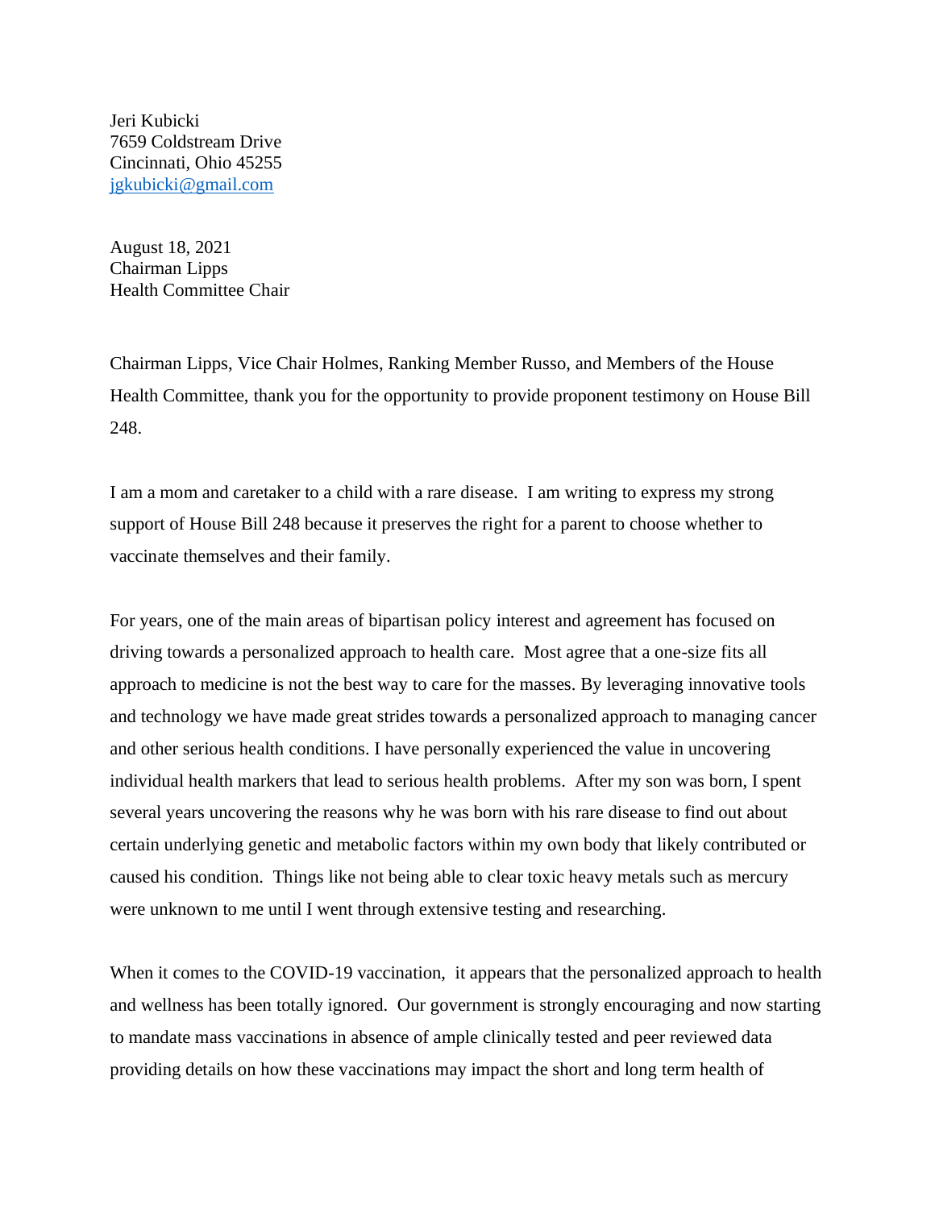Jeri Kubicki
7659 Coldstream Drive
Cincinnati, Ohio 45255
jgkubicki@gmail.com

August 18, 2021
Chairman Lipps
Health Committee Chair

Chairman Lipps, Vice Chair Holmes, Ranking Member Russo, and Members of the House Health Committee, thank you for the opportunity to provide proponent testimony on House Bill 248.

I am a mom and caretaker to a child with a rare disease. I am writing to express my strong support of House Bill 248 because it preserves the right for a parent to choose whether to vaccinate themselves and their family.

For years, one of the main areas of bipartisan policy interest and agreement has focused on driving towards a personalized approach to health care. Most agree that a one-size fits all approach to medicine is not the best way to care for the masses. By leveraging innovative tools and technology we have made great strides towards a personalized approach to managing cancer and other serious health conditions. I have personally experienced the value in uncovering individual health markers that lead to serious health problems. After my son was born, I spent several years uncovering the reasons why he was born with his rare disease to find out about certain underlying genetic and metabolic factors within my own body that likely contributed or caused his condition. Things like not being able to clear toxic heavy metals such as mercury were unknown to me until I went through extensive testing and researching.

When it comes to the COVID-19 vaccination, it appears that the personalized approach to health and wellness has been totally ignored. Our government is strongly encouraging and now starting to mandate mass vaccinations in absence of ample clinically tested and peer reviewed data providing details on how these vaccinations may impact the short and long term health of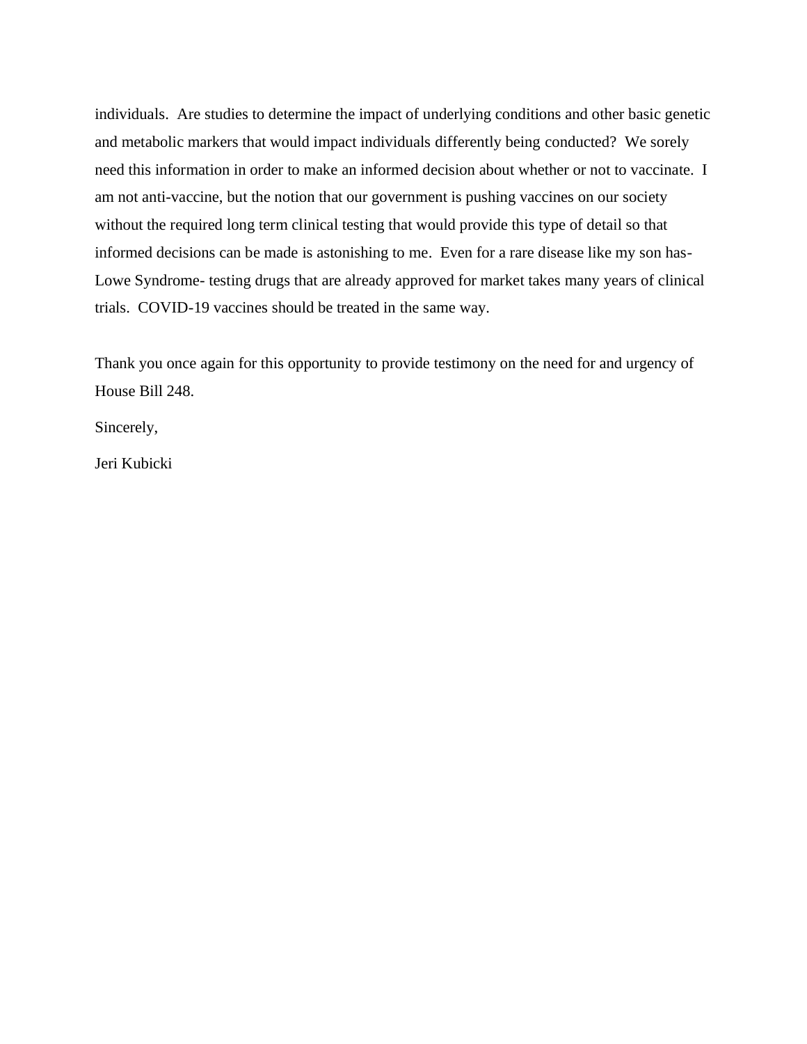individuals. Are studies to determine the impact of underlying conditions and other basic genetic and metabolic markers that would impact individuals differently being conducted? We sorely need this information in order to make an informed decision about whether or not to vaccinate. I am not anti-vaccine, but the notion that our government is pushing vaccines on our society without the required long term clinical testing that would provide this type of detail so that informed decisions can be made is astonishing to me. Even for a rare disease like my son has- Lowe Syndrome- testing drugs that are already approved for market takes many years of clinical trials. COVID-19 vaccines should be treated in the same way.

Thank you once again for this opportunity to provide testimony on the need for and urgency of House Bill 248.

Sincerely,

Jeri Kubicki